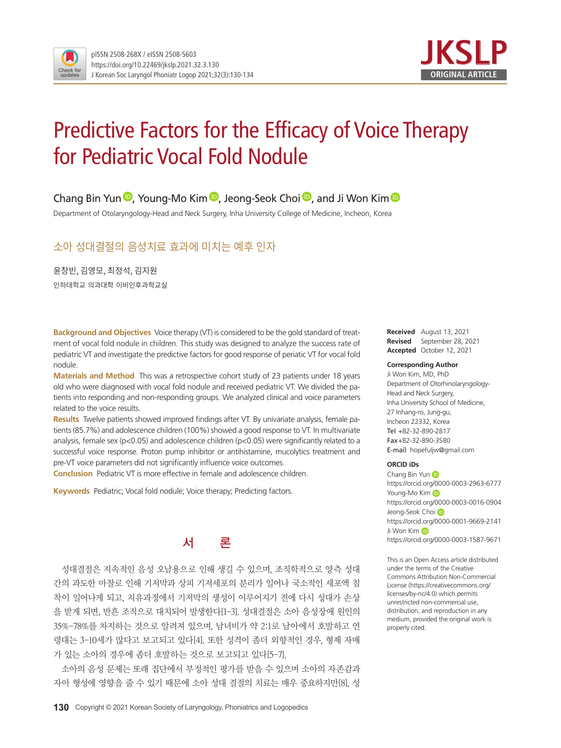# Predictive Factors for the Efficacy of Voice Therapy for Pediatric Vocal Fold Nodule

Chang Bin Yun, Young-Mo Kim, Jeong-Seok Choi, and Ji Won Kim

Department of Otolaryngology-Head and Neck Surgery, Inha University College of Medicine, Incheon, Korea

## 소아 성대결절의 음성치료 효과에 미치는 예후 인자

윤창빈, 김영모, 최정석, 김지원

인하대학교 의과대학 이비인후과학교실

**Background and Objectives** Voice therapy (VT) is considered to be the gold standard of treatment of vocal fold nodule in children. This study was designed to analyze the success rate of pediatric VT and investigate the predictive factors for good response of periatic VT for vocal fold nodule.

**Materials and Method** This was a retrospective cohort study of 23 patients under 18 years old who were diagnosed with vocal fold nodule and received pediatric VT. We divided the patients into responding and non-responding groups. We analyzed clinical and voice parameters related to the voice results.

**Results** Twelve patients showed improved findings after VT. By univariate analysis, female patients (85.7%) and adolescence children (100%) showed a good response to VT. In multivariate analysis, female sex ($p<0.05$) and adolescence children ($p<0.05$) were significantly related to a successful voice response. Proton pump inhibitor or antihistamine, mucolytics treatment and pre-VT voice parameters did not significantly influence voice outcomes.

**Conclusion** Pediatric VT is more effective in female and adolescence children.

**Keywords** Pediatric; Vocal fold nodule; Voice therapy; Predicting factors.

**Received** August 13, 2021
**Revised** September 28, 2021
**Accepted** October 12, 2021

**Corresponding Author**
Ji Won Kim, MD, PhD
Department of Otorhinolaryngology-Head and Neck Surgery,
Inha University School of Medicine,
27 Inhang-ro, Jung-gu,
Incheon 22332, Korea
**Tel** +82-32-890-2817
**Fax** +82-32-890-3580
**E-mail** hopefuljw@gmail.com

**ORCID iDs**
Chang Bin Yun
https://orcid.org/0000-0003-2963-6777
Young-Mo Kim
https://orcid.org/0000-0003-0016-0904
Jeong-Seok Choi
https://orcid.org/0000-0001-9669-2141
Ji Won Kim
https://orcid.org/0000-0003-1587-9671

This is an Open Access article distributed under the terms of the Creative Commons Attribution Non-Commercial License (https://creativecommons.org/licenses/by-nc/4.0) which permits unrestricted non-commercial use, distribution, and reproduction in any medium, provided the original work is properly cited.

## 서 론

성대결절은 지속적인 음성 오남용으로 인해 생길 수 있으며, 조직학적으로 양측 성대 간의 과도한 마찰로 인해 기저막과 상피 기저세포의 분리가 일어나 국소적인 세포액 침착이 일어나게 되고, 치유과정에서 기저막의 생성이 이루어지기 전에 다시 성대가 손상을 받게 되면, 반흔 조직으로 대치되어 발생한다[1-3]. 성대결절은 소아 음성장애 원인의 35%-78%를 차지하는 것으로 알려져 있으며, 남녀비가 약 2:1로 남아에서 호발하고 연령대는 3-10세가 많다고 보고되고 있다[4]. 또한 성격이 좀더 외향적인 경우, 형제 자매가 있는 소아의 경우에 좀더 호발하는 것으로 보고되고 있다[5-7].

소아의 음성 문제는 또래 집단에서 부정적인 평가를 받을 수 있으며 소아의 자존감과 자아 형성에 영향을 줄 수 있기 때문에 소아 성대 결절의 치료는 매우 중요하지만[8], 성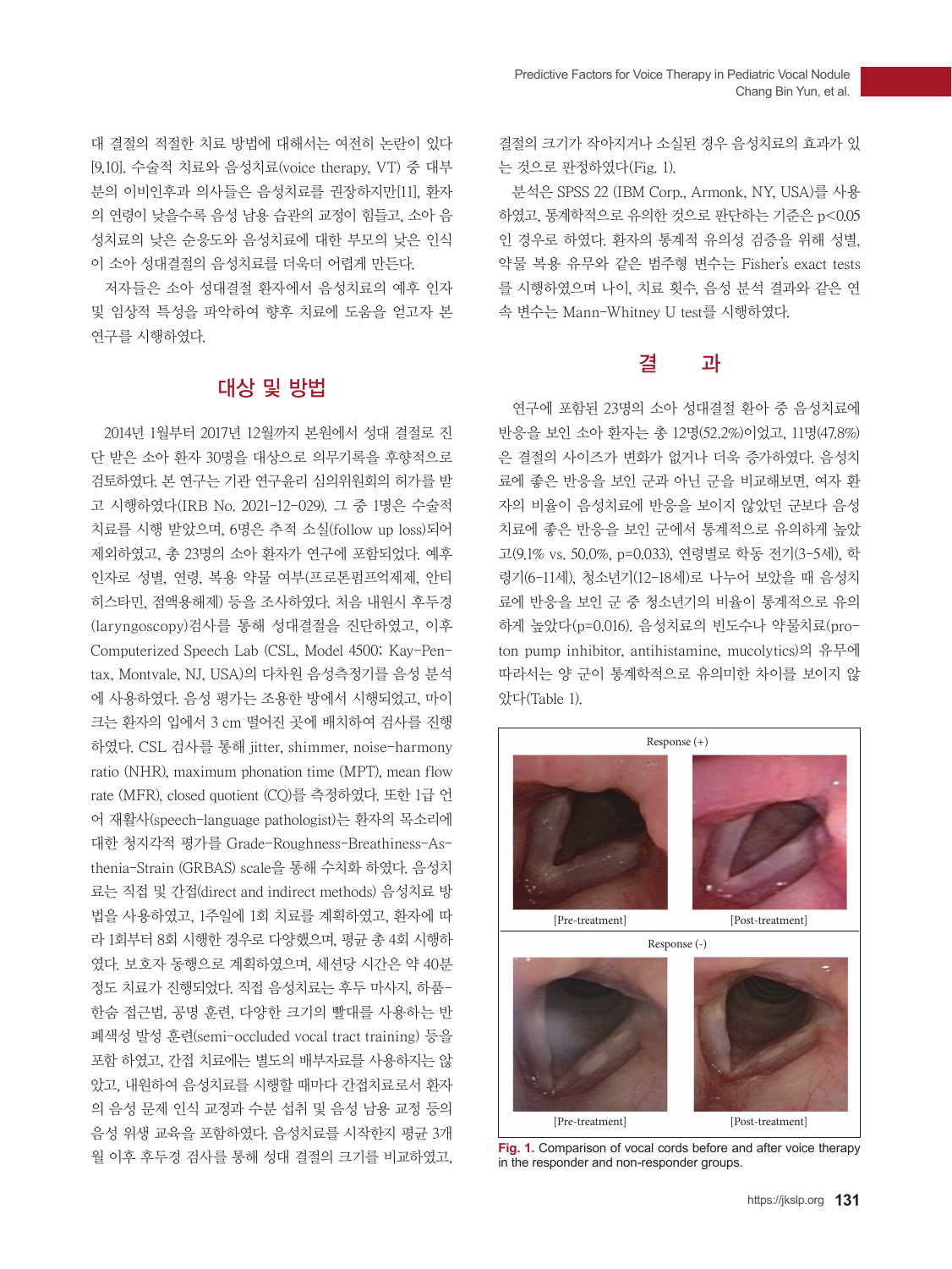대 결절의 적절한 치료 방법에 대해서는 여전히 논란이 있다[9,10]. 수술적 치료와 음성치료(voice therapy, VT) 중 대부분의 이비인후과 의사들은 음성치료를 권장하지만[11], 환자의 연령이 낮을수록 음성 남용 습관의 교정이 힘들고, 소아 음성치료의 낮은 순응도와 음성치료에 대한 부모의 낮은 인식이 소아 성대결절의 음성치료를 더욱더 어렵게 만든다.

저자들은 소아 성대결절 환자에서 음성치료의 예후 인자 및 임상적 특성을 파악하여 향후 치료에 도움을 얻고자 본 연구를 시행하였다.

## 대상 및 방법

2014년 1월부터 2017년 12월까지 본원에서 성대 결절로 진단 받은 소아 환자 30명을 대상으로 의무기록을 후향적으로 검토하였다. 본 연구는 기관 연구윤리 심의위원회의 허가를 받고 시행하였다(IRB No. 2021-12-029). 그 중 1명은 수술적 치료를 시행 받았으며, 6명은 추적 소실(follow up loss)되어 제외하였고, 총 23명의 소아 환자가 연구에 포함되었다. 예후 인자로 성별, 연령, 복용 약물 여부(프로톤펌프억제제, 안티히스타민, 점액용해제) 등을 조사하였다. 처음 내원시 후두경(laryngoscopy)검사를 통해 성대결절을 진단하였고, 이후 Computerized Speech Lab (CSL, Model 4500; Kay-Pentax, Montvale, NJ, USA)의 다차원 음성측정기를 음성 분석에 사용하였다. 음성 평가는 조용한 방에서 시행되었고, 마이크는 환자의 입에서 3 cm 떨어진 곳에 배치하여 검사를 진행하였다. CSL 검사를 통해 jitter, shimmer, noise-harmony ratio (NHR), maximum phonation time (MPT), mean flow rate (MFR), closed quotient (CQ)를 측정하였다. 또한 1급 언어 재활사(speech-language pathologist)는 환자의 목소리에 대한 청지각적 평가를 Grade-Roughness-Breathiness-Asthenia-Strain (GRBAS) scale을 통해 수치화 하였다. 음성치료는 직접 및 간접(direct and indirect methods) 음성치료 방법을 사용하였고, 1주일에 1회 치료를 계획하였고, 환자에 따라 1회부터 8회 시행한 경우로 다양했으며, 평균 총 4회 시행하였다. 보호자 동행으로 계획하였으며, 세션당 시간은 약 40분 정도 치료가 진행되었다. 직접 음성치료는 후두 마사지, 하품-한숨 접근법, 공명 훈련, 다양한 크기의 빨대를 사용하는 반폐색성 발성 훈련(semi-occluded vocal tract training) 등을 포함 하였고, 간접 치료에는 별도의 배부자료를 사용하지는 않았고, 내원하여 음성치료를 시행할 때마다 간접치료로서 환자의 음성 문제 인식 교정과 수분 섭취 및 음성 남용 교정 등의 음성 위생 교육을 포함하였다. 음성치료를 시작한지 평균 3개월 이후 후두경 검사를 통해 성대 결절의 크기를 비교하였고, 결절의 크기가 작아지거나 소실된 경우 음성치료의 효과가 있는 것으로 판정하였다(Fig. 1).

분석은 SPSS 22 (IBM Corp., Armonk, NY, USA)를 사용하였고, 통계학적으로 유의한 것으로 판단하는 기준은 $p<0.05$인 경우로 하였다. 환자의 통계적 유의성 검증을 위해 성별, 약물 복용 유무와 같은 범주형 변수는 Fisher's exact tests를 시행하였으며 나이, 치료 횟수, 음성 분석 결과와 같은 연속 변수는 Mann-Whitney U test를 시행하였다.

## 결 과

연구에 포함된 23명의 소아 성대결절 환아 중 음성치료에 반응을 보인 소아 환자는 총 12명(52.2%)이었고, 11명(47.8%)은 결절의 사이즈가 변화가 없거나 더욱 증가하였다. 음성치료에 좋은 반응을 보인 군과 아닌 군을 비교해보면, 여자 환자의 비율이 음성치료에 반응을 보이지 않았던 군보다 음성치료에 좋은 반응을 보인 군에서 통계학적으로 유의하게 높았고(9.1% vs. 50.0%, $p=0.033$), 연령별로 학동 전기(3–5세), 학령기(6–11세), 청소년기(12–18세)로 나누어 보았을 때 음성치료에 반응을 보인 군 중 청소년기의 비율이 통계적으로 유의하게 높았다($p=0.016$). 음성치료의 빈도수나 약물치료(proton pump inhibitor, antihistamine, mucolytics)의 유무에 따라서는 양 군이 통계학적으로 유의미한 차이를 보이지 않았다(Table 1).

Response (+)

[Pre-treatment] [Post-treatment]

Response (-)

[Pre-treatment] [Post-treatment]

**Fig. 1.** Comparison of vocal cords before and after voice therapy in the responder and non-responder groups.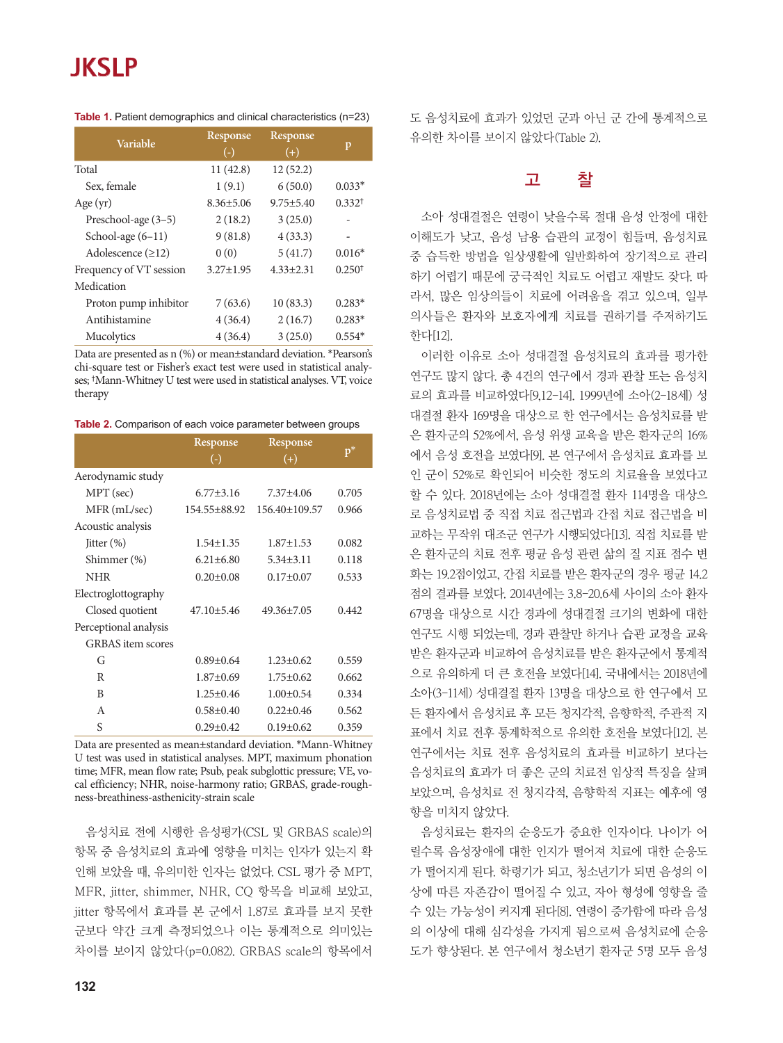**Table 1.** Patient demographics and clinical characteristics (n=23)

| Variable | Response (-) | Response (+) | p |
|---|---|---|---|
| Total | 11 (42.8) | 12 (52.2) | |
| Sex, female | 1 (9.1) | 6 (50.0) | 0.033* |
| Age (yr) | 8.36±5.06 | 9.75±5.40 | 0.332† |
| Preschool-age (3–5) | 2 (18.2) | 3 (25.0) | - |
| School-age (6–11) | 9 (81.8) | 4 (33.3) | - |
| Adolescence (≥12) | 0 (0) | 5 (41.7) | 0.016* |
| Frequency of VT session | 3.27±1.95 | 4.33±2.31 | 0.250† |
| Medication | | | |
| Proton pump inhibitor | 7 (63.6) | 10 (83.3) | 0.283* |
| Antihistamine | 4 (36.4) | 2 (16.7) | 0.283* |
| Mucolytics | 4 (36.4) | 3 (25.0) | 0.554* |

Data are presented as n (%) or mean±standard deviation. *Pearson's chi-square test or Fisher's exact test were used in statistical analyses; †Mann-Whitney U test were used in statistical analyses. VT, voice therapy

**Table 2.** Comparison of each voice parameter between groups

| | Response (-) | Response (+) | p* |
|---|---|---|---|
| Aerodynamic study | | | |
| MPT (sec) | 6.77±3.16 | 7.37±4.06 | 0.705 |
| MFR (mL/sec) | 154.55±88.92 | 156.40±109.57 | 0.966 |
| Acoustic analysis | | | |
| Jitter (%) | 1.54±1.35 | 1.87±1.53 | 0.082 |
| Shimmer (%) | 6.21±6.80 | 5.34±3.11 | 0.118 |
| NHR | 0.20±0.08 | 0.17±0.07 | 0.533 |
| Electroglottography | | | |
| Closed quotient | 47.10±5.46 | 49.36±7.05 | 0.442 |
| Perceptional analysis | | | |
| GRBAS item scores | | | |
| G | 0.89±0.64 | 1.23±0.62 | 0.559 |
| R | 1.87±0.69 | 1.75±0.62 | 0.662 |
| B | 1.25±0.46 | 1.00±0.54 | 0.334 |
| A | 0.58±0.40 | 0.22±0.46 | 0.562 |
| S | 0.29±0.42 | 0.19±0.62 | 0.359 |

Data are presented as mean±standard deviation. *Mann-Whitney U test was used in statistical analyses. MPT, maximum phonation time; MFR, mean flow rate; Psub, peak subglottic pressure; VE, vocal efficiency; NHR, noise-harmony ratio; GRBAS, grade-roughness-breathiness-asthenicity-strain scale

음성치료 전에 시행한 음성평가(CSL 및 GRBAS scale)의 항목 중 음성치료의 효과에 영향을 미치는 인자가 있는지 확인해 보았을 때, 유의미한 인자는 없었다. CSL 평가 중 MPT, MFR, jitter, shimmer, NHR, CQ 항목을 비교해 보았고, jitter 항목에서 효과를 본 군에서 1.87로 효과를 보지 못한 군보다 약간 크게 측정되었으나 이는 통계적으로 의미있는 차이를 보이지 않았다(p=0.082). GRBAS scale의 항목에서도 음성치료에 효과가 있었던 군과 아닌 군 간에 통계적으로 유의한 차이를 보이지 않았다(Table 2).

## 고 찰

소아 성대결절은 연령이 낮을수록 절대 음성 안정에 대한 이해도가 낮고, 음성 남용 습관의 교정이 힘들며, 음성치료 중 습득한 방법을 일상생활에 일반화하여 장기적으로 관리하기 어렵기 때문에 궁극적인 치료도 어렵고 재발도 잦다. 따라서, 많은 임상의들이 치료에 어려움을 겪고 있으며, 일부 의사들은 환자와 보호자에게 치료를 권하기를 주저하기도 한다[12].

이러한 이유로 소아 성대결절 음성치료의 효과를 평가한 연구도 많지 않다. 총 4건의 연구에서 경과 관찰 또는 음성치료의 효과를 비교하였다[9,12-14]. 1999년에 소아(2-18세) 성대결절 환자 169명을 대상으로 한 연구에서는 음성치료를 받은 환자군의 52%에서, 음성 위생 교육을 받은 환자군의 16%에서 음성 호전을 보였다[9]. 본 연구에서 음성치료 효과를 보인 군이 52%로 확인되어 비슷한 정도의 치료율을 보였다고 할 수 있다. 2018년에는 소아 성대결절 환자 114명을 대상으로 음성치료법 중 직접 치료 접근법과 간접 치료 접근법을 비교하는 무작위 대조군 연구가 시행되었다[13]. 직접 치료를 받은 환자군의 치료 전후 평균 음성 관련 삶의 질 지표 점수 변화는 19.2점이었고, 간접 치료를 받은 환자군의 경우 평균 14.2점의 결과를 보였다. 2014년에는 3.8-20.6세 사이의 소아 환자 67명을 대상으로 시간 경과에 성대결절 크기의 변화에 대한 연구도 시행 되었는데, 경과 관찰만 하거나 습관 교정을 교육받은 환자군과 비교하여 음성치료를 받은 환자군에서 통계적으로 유의하게 더 큰 호전을 보였다[14]. 국내에서는 2018년에 소아(3-11세) 성대결절 환자 13명을 대상으로 한 연구에서 모든 환자에서 음성치료 후 모든 청지각적, 음향학적, 주관적 지표에서 치료 전후 통계학적으로 유의한 호전을 보였다[12]. 본 연구에서는 치료 전후 음성치료의 효과를 비교하기 보다는 음성치료의 효과가 더 좋은 군의 치료전 임상적 특징을 살펴보았으며, 음성치료 전 청지각적, 음향학적 지표는 예후에 영향을 미치지 않았다.

음성치료는 환자의 순응도가 중요한 인자이다. 나이가 어릴수록 음성장애에 대한 인지가 떨어져 치료에 대한 순응도가 떨어지게 된다. 학령기가 되고, 청소년기가 되면 음성의 이상에 따른 자존감이 떨어질 수 있고, 자아 형성에 영향을 줄 수 있는 가능성이 커지게 된다[8]. 연령이 증가함에 따라 음성의 이상에 대해 심각성을 가지게 됨으로써 음성치료에 순응도가 향상된다. 본 연구에서 청소년기 환자군 5명 모두 음성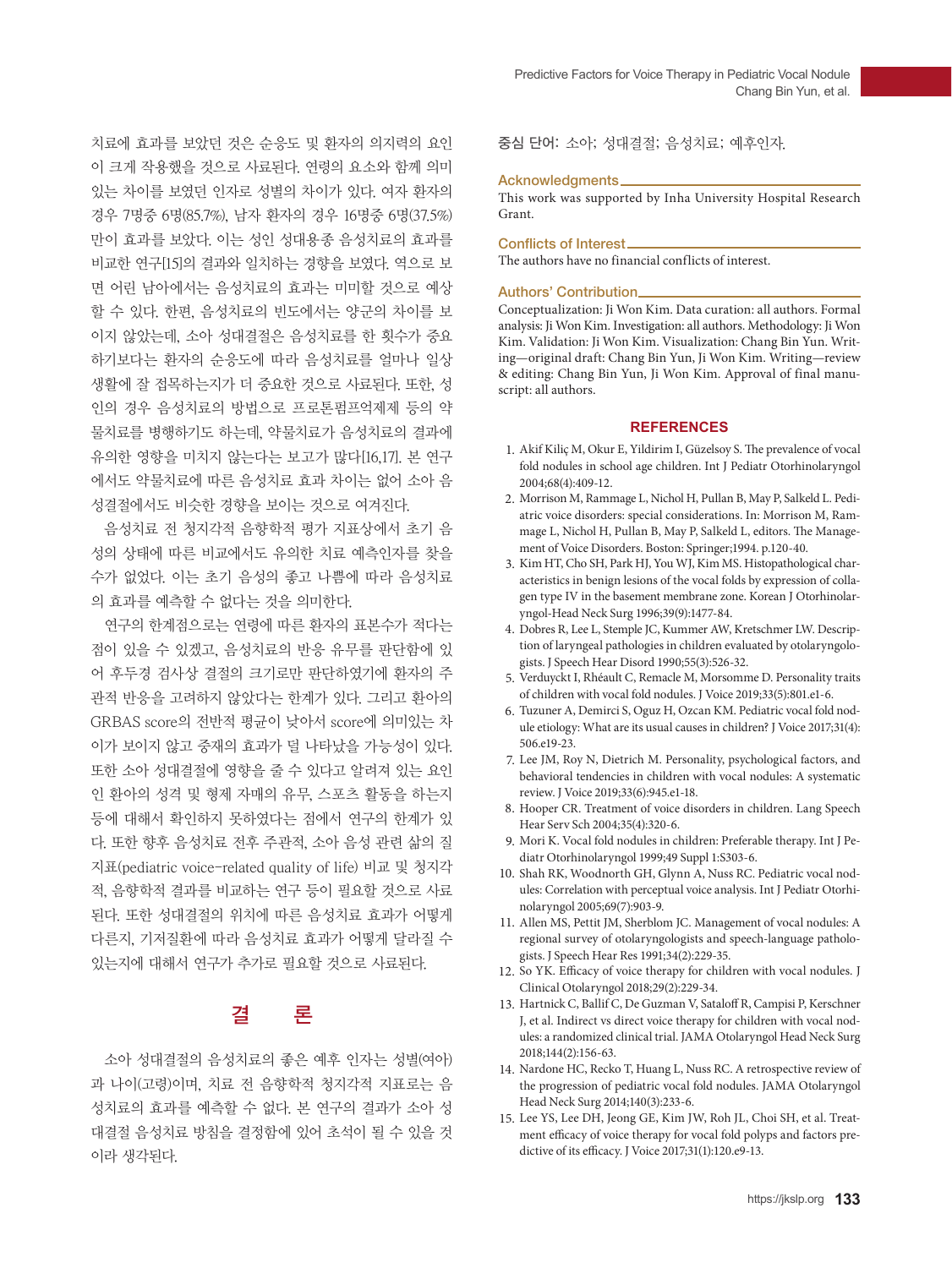치료에 효과를 보았던 것은 순응도 및 환자의 의지력의 요인이 크게 작용했을 것으로 사료된다. 연령의 요소와 함께 의미있는 차이를 보였던 인자로 성별의 차이가 있다. 여자 환자의 경우 7명중 6명(85.7%), 남자 환자의 경우 16명중 6명(37.5%)만이 효과를 보았다. 이는 성인 성대용종 음성치료의 효과를 비교한 연구[15]의 결과와 일치하는 경향을 보였다. 역으로 보면 어린 남아에서는 음성치료의 효과는 미미할 것으로 예상할 수 있다. 한편, 음성치료의 빈도에서는 양군의 차이를 보이지 않았는데, 소아 성대결절은 음성치료를 한 횟수가 중요하기보다는 환자의 순응도에 따라 음성치료를 얼마나 일상생활에 잘 접목하는지가 더 중요한 것으로 사료된다. 또한, 성인의 경우 음성치료의 방법으로 프로톤펌프억제제 등의 약물치료를 병행하기도 하는데, 약물치료가 음성치료의 결과에 유의한 영향을 미치지 않는다는 보고가 많다[16,17]. 본 연구에서도 약물치료에 따른 음성치료 효과 차이는 없어 소아 음성결절에서도 비슷한 경향을 보이는 것으로 여겨진다.

음성치료 전 청지각적 음향학적 평가 지표상에서 초기 음성의 상태에 따른 비교에서도 유의한 치료 예측인자를 찾을 수가 없었다. 이는 초기 음성의 좋고 나쁨에 따라 음성치료의 효과를 예측할 수 없다는 것을 의미한다.

연구의 한계점으로는 연령에 따른 환자의 표본수가 적다는 점이 있을 수 있겠고, 음성치료의 반응 유무를 판단함에 있어 후두경 검사상 결절의 크기로만 판단하였기에 환자의 주관적 반응을 고려하지 않았다는 한계가 있다. 그리고 환아의 GRBAS score의 전반적 평균이 낮아서 score에 의미있는 차이가 보이지 않고 중재의 효과가 덜 나타났을 가능성이 있다. 또한 소아 성대결절에 영향을 줄 수 있다고 알려져 있는 요인인 환아의 성격 및 형제 자매의 유무, 스포츠 활동을 하는지 등에 대해서 확인하지 못하였다는 점에서 연구의 한계가 있다. 또한 향후 음성치료 전후 주관적, 소아 음성 관련 삶의 질 지표(pediatric voice-related quality of life) 비교 및 청지각적, 음향학적 결과를 비교하는 연구 등이 필요할 것으로 사료된다. 또한 성대결절의 위치에 따른 음성치료 효과가 어떻게 다른지, 기저질환에 따라 음성치료 효과가 어떻게 달라질 수 있는지에 대해서 연구가 추가로 필요할 것으로 사료된다.

## 결 론

소아 성대결절의 음성치료의 좋은 예후 인자는 성별(여아)과 나이(고령)이며, 치료 전 음향학적 청지각적 지표로는 음성치료의 효과를 예측할 수 없다. 본 연구의 결과가 소아 성대결절 음성치료 방침을 결정함에 있어 초석이 될 수 있을 것이라 생각된다.

**중심 단어:** 소아; 성대결절; 음성치료; 예후인자.

### Acknowledgments

This work was supported by Inha University Hospital Research Grant.

### Conflicts of Interest

The authors have no financial conflicts of interest.

### Authors' Contribution

Conceptualization: Ji Won Kim. Data curation: all authors. Formal analysis: Ji Won Kim. Investigation: all authors. Methodology: Ji Won Kim. Validation: Ji Won Kim. Visualization: Chang Bin Yun. Writing—original draft: Chang Bin Yun, Ji Won Kim. Writing—review & editing: Chang Bin Yun, Ji Won Kim. Approval of final manuscript: all authors.

## REFERENCES

1. Akif Kiliç M, Okur E, Yildirim I, Güzelsoy S. The prevalence of vocal fold nodules in school age children. Int J Pediatr Otorhinolaryngol 2004;68(4):409-12.
2. Morrison M, Rammage L, Nichol H, Pullan B, May P, Salkeld L. Pediatric voice disorders: special considerations. In: Morrison M, Rammage L, Nichol H, Pullan B, May P, Salkeld L, editors. The Management of Voice Disorders. Boston: Springer;1994. p.120-40.
3. Kim HT, Cho SH, Park HJ, You WJ, Kim MS. Histopathological characteristics in benign lesions of the vocal folds by expression of collagen type IV in the basement membrane zone. Korean J Otorhinolaryngol-Head Neck Surg 1996;39(9):1477-84.
4. Dobres R, Lee L, Stemple JC, Kummer AW, Kretschmer LW. Description of laryngeal pathologies in children evaluated by otolaryngologists. J Speech Hear Disord 1990;55(3):526-32.
5. Verduyckt I, Rhéault C, Remacle M, Morsomme D. Personality traits of children with vocal fold nodules. J Voice 2019;33(5):801.e1-6.
6. Tuzuner A, Demirci S, Oguz H, Ozcan KM. Pediatric vocal fold nodule etiology: What are its usual causes in children? J Voice 2017;31(4):506.e19-23.
7. Lee JM, Roy N, Dietrich M. Personality, psychological factors, and behavioral tendencies in children with vocal nodules: A systematic review. J Voice 2019;33(6):945.e1-18.
8. Hooper CR. Treatment of voice disorders in children. Lang Speech Hear Serv Sch 2004;35(4):320-6.
9. Mori K. Vocal fold nodules in children: Preferable therapy. Int J Pediatr Otorhinolaryngol 1999;49 Suppl 1:S303-6.
10. Shah RK, Woodnorth GH, Glynn A, Nuss RC. Pediatric vocal nodules: Correlation with perceptual voice analysis. Int J Pediatr Otorhinolaryngol 2005;69(7):903-9.
11. Allen MS, Pettit JM, Sherblom JC. Management of vocal nodules: A regional survey of otolaryngologists and speech-language pathologists. J Speech Hear Res 1991;34(2):229-35.
12. So YK. Efficacy of voice therapy for children with vocal nodules. J Clinical Otolaryngol 2018;29(2):229-34.
13. Hartnick C, Ballif C, De Guzman V, Sataloff R, Campisi P, Kerschner J, et al. Indirect vs direct voice therapy for children with vocal nodules: a randomized clinical trial. JAMA Otolaryngol Head Neck Surg 2018;144(2):156-63.
14. Nardone HC, Recko T, Huang L, Nuss RC. A retrospective review of the progression of pediatric vocal fold nodules. JAMA Otolaryngol Head Neck Surg 2014;140(3):233-6.
15. Lee YS, Lee DH, Jeong GE, Kim JW, Roh JL, Choi SH, et al. Treatment efficacy of voice therapy for vocal fold polyps and factors predictive of its efficacy. J Voice 2017;31(1):120.e9-13.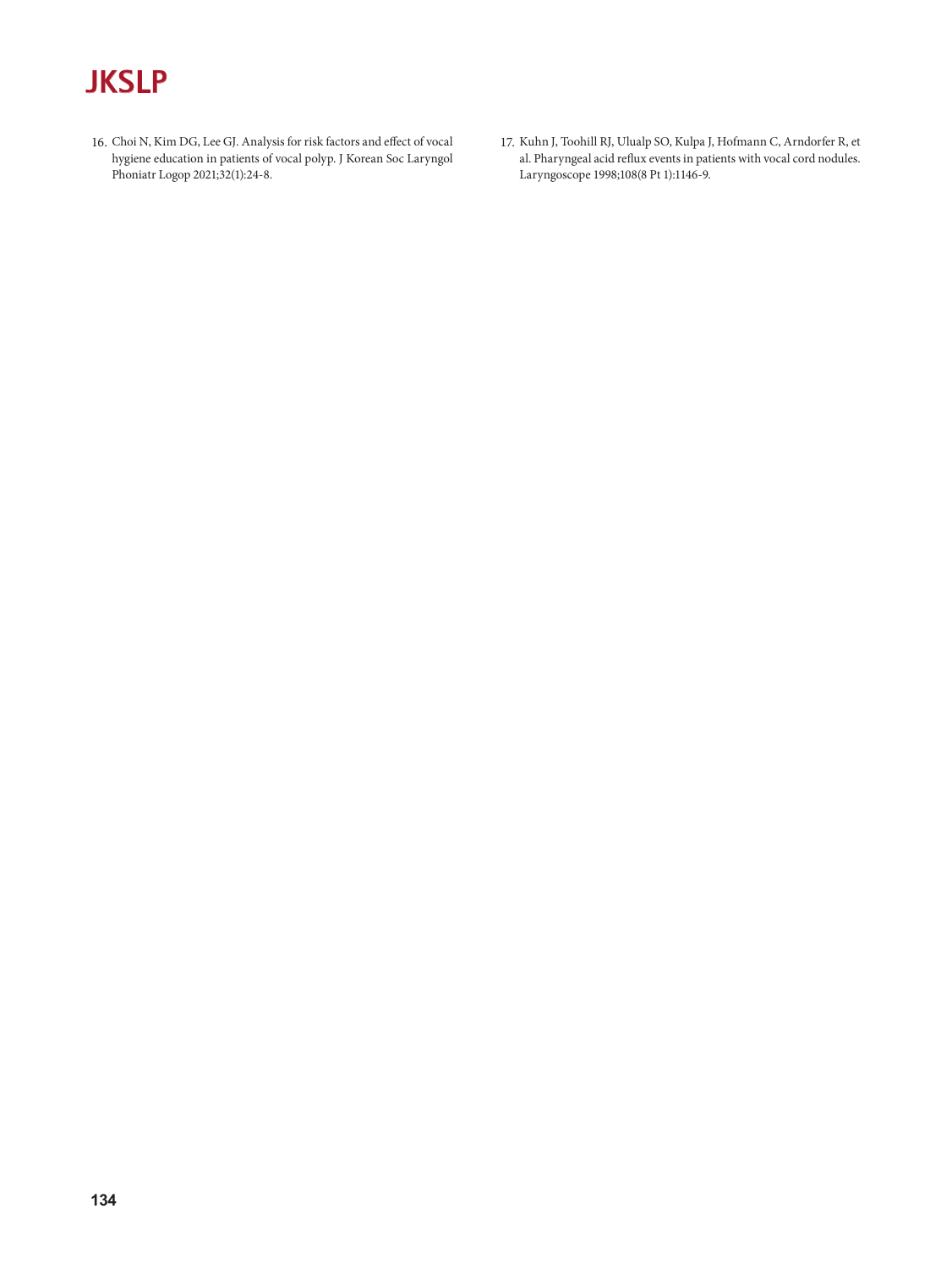16. Choi N, Kim DG, Lee GJ. Analysis for risk factors and effect of vocal hygiene education in patients of vocal polyp. J Korean Soc Laryngol Phoniatr Logop 2021;32(1):24-8.
17. Kuhn J, Toohill RJ, Ulualp SO, Kulpa J, Hofmann C, Arndorfer R, et al. Pharyngeal acid reflux events in patients with vocal cord nodules. Laryngoscope 1998;108(8 Pt 1):1146-9.